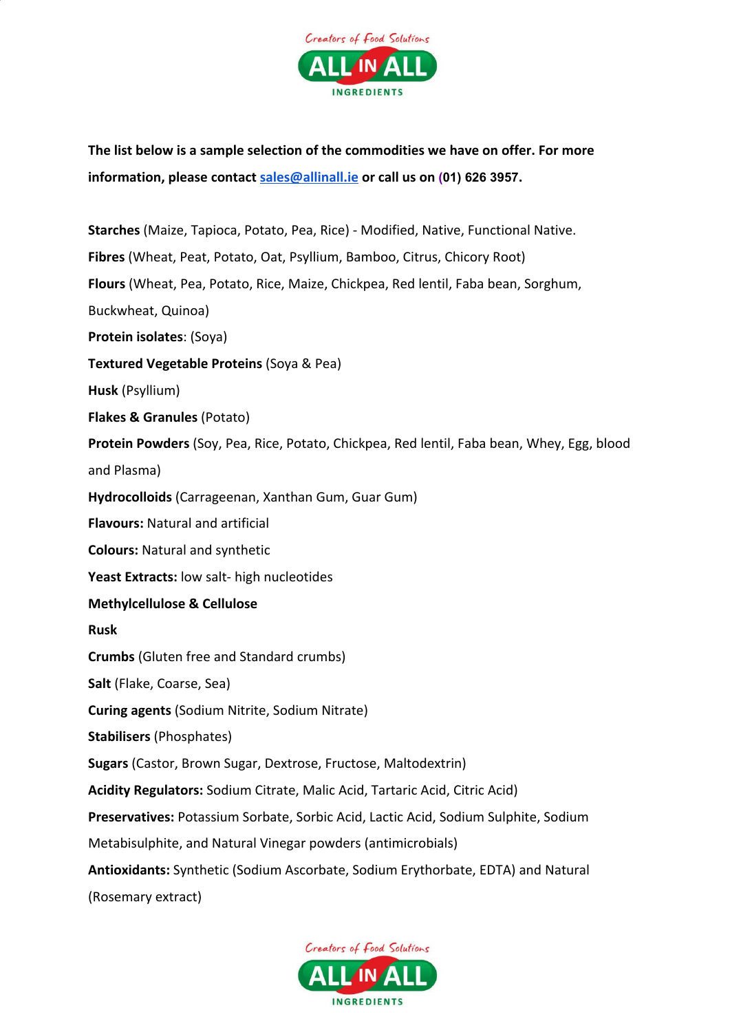**The list below is a sample selection of the commodities we have on offer. For more information, please contact sales@allinall.ie or call us on (01) 626 3957.**

**Starches** (Maize, Tapioca, Potato, Pea, Rice) - Modified, Native, Functional Native.

**Fibres** (Wheat, Peat, Potato, Oat, Psyllium, Bamboo, Citrus, Chicory Root)

**Flours** (Wheat, Pea, Potato, Rice, Maize, Chickpea, Red lentil, Faba bean, Sorghum, Buckwheat, Quinoa)

**Protein isolates**: (Soya)

**Textured Vegetable Proteins** (Soya & Pea)

**Husk** (Psyllium)

**Flakes & Granules** (Potato)

**Protein Powders** (Soy, Pea, Rice, Potato, Chickpea, Red lentil, Faba bean, Whey, Egg, blood and Plasma)

**Hydrocolloids** (Carrageenan, Xanthan Gum, Guar Gum)

**Flavours:** Natural and artificial

**Colours:** Natural and synthetic

**Yeast Extracts:** low salt- high nucleotides

**Methylcellulose & Cellulose**

**Rusk**

**Crumbs** (Gluten free and Standard crumbs)

**Salt** (Flake, Coarse, Sea)

**Curing agents** (Sodium Nitrite, Sodium Nitrate)

**Stabilisers** (Phosphates)

**Sugars** (Castor, Brown Sugar, Dextrose, Fructose, Maltodextrin)

**Acidity Regulators:** Sodium Citrate, Malic Acid, Tartaric Acid, Citric Acid)

**Preservatives:** Potassium Sorbate, Sorbic Acid, Lactic Acid, Sodium Sulphite, Sodium Metabisulphite, and Natural Vinegar powders (antimicrobials)

**Antioxidants:** Synthetic (Sodium Ascorbate, Sodium Erythorbate, EDTA) and Natural (Rosemary extract)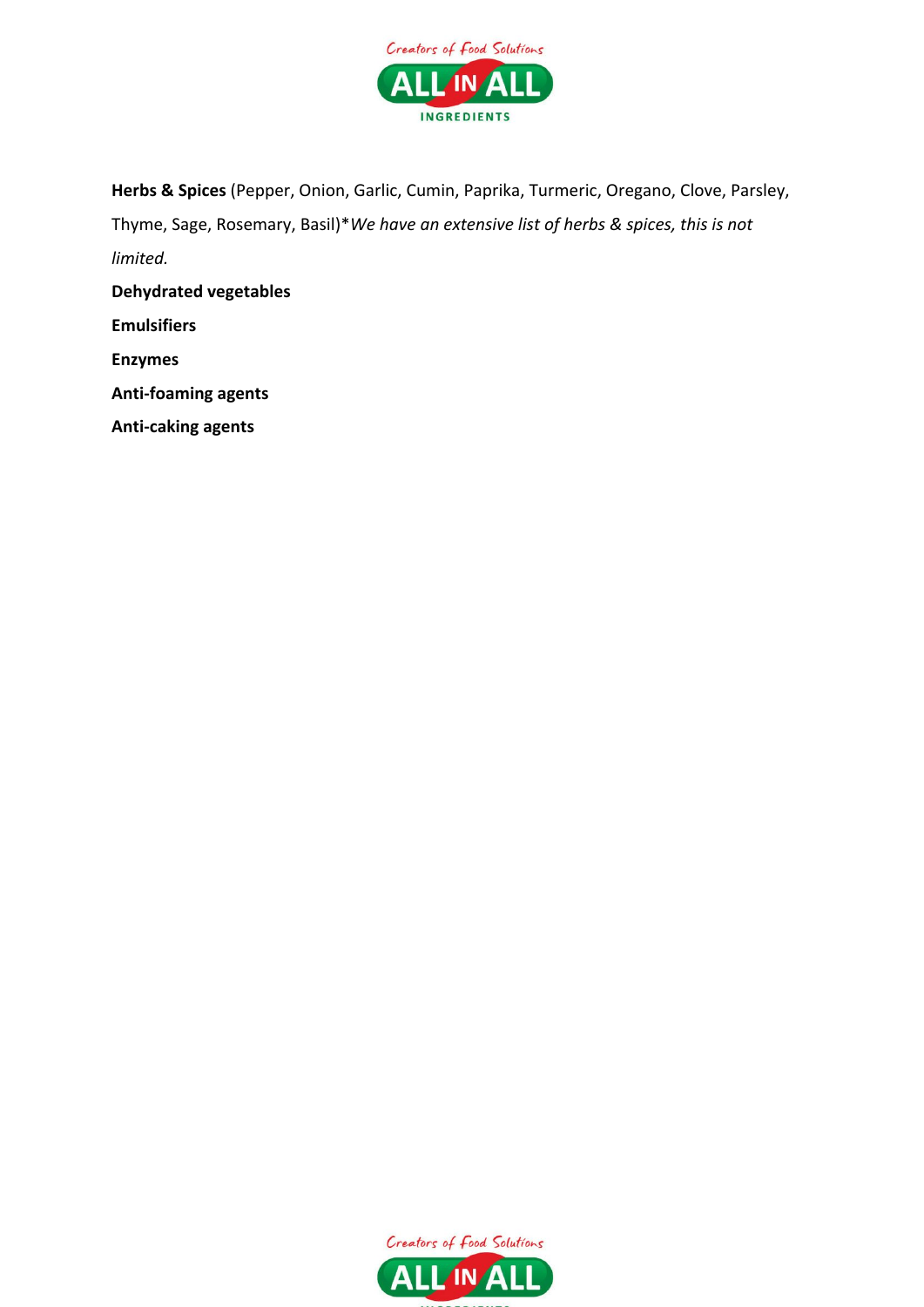**Herbs & Spices** (Pepper, Onion, Garlic, Cumin, Paprika, Turmeric, Oregano, Clove, Parsley, Thyme, Sage, Rosemary, Basil)**We have an extensive list of herbs & spices, this is not limited.*

**Dehydrated vegetables**

**Emulsifiers**

**Enzymes**

**Anti-foaming agents**

**Anti-caking agents**